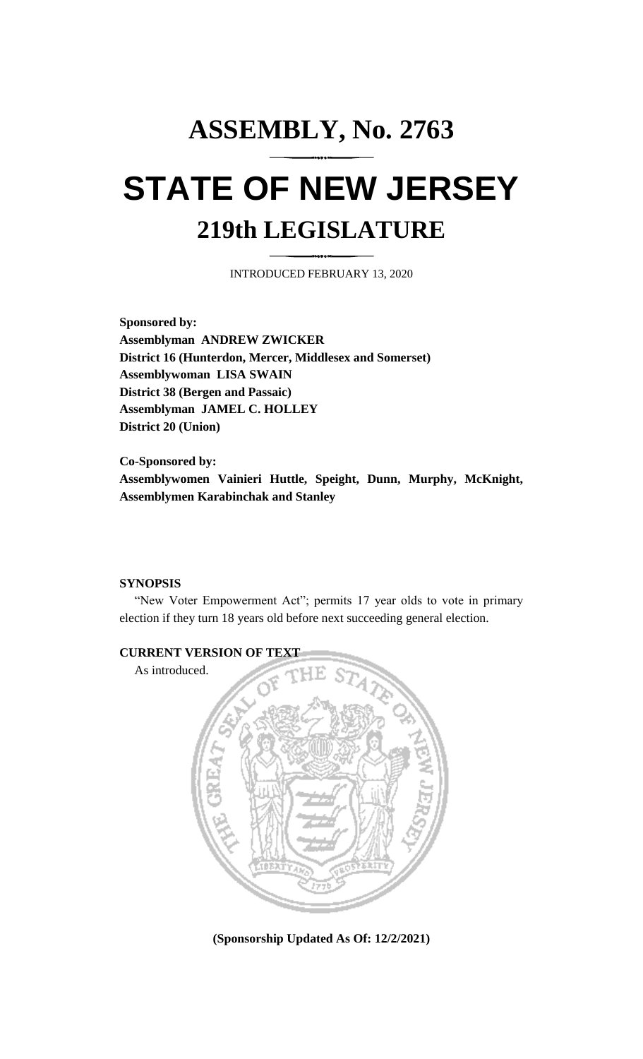# ASSEMBLY, No. 2763

# STATE OF NEW JERSEY

## 219th LEGISLATURE

INTRODUCED FEBRUARY 13, 2020

**Sponsored by:**
**Assemblyman ANDREW ZWICKER**
**District 16 (Hunterdon, Mercer, Middlesex and Somerset)**
**Assemblywoman LISA SWAIN**
**District 38 (Bergen and Passaic)**
**Assemblyman JAMEL C. HOLLEY**
**District 20 (Union)**

**Co-Sponsored by:**
**Assemblywomen Vainieri Huttle, Speight, Dunn, Murphy, McKnight, Assemblymen Karabinchak and Stanley**

**SYNOPSIS**

"New Voter Empowerment Act"; permits 17 year olds to vote in primary election if they turn 18 years old before next succeeding general election.

**CURRENT VERSION OF TEXT**

As introduced.

**(Sponsorship Updated As Of: 12/2/2021)**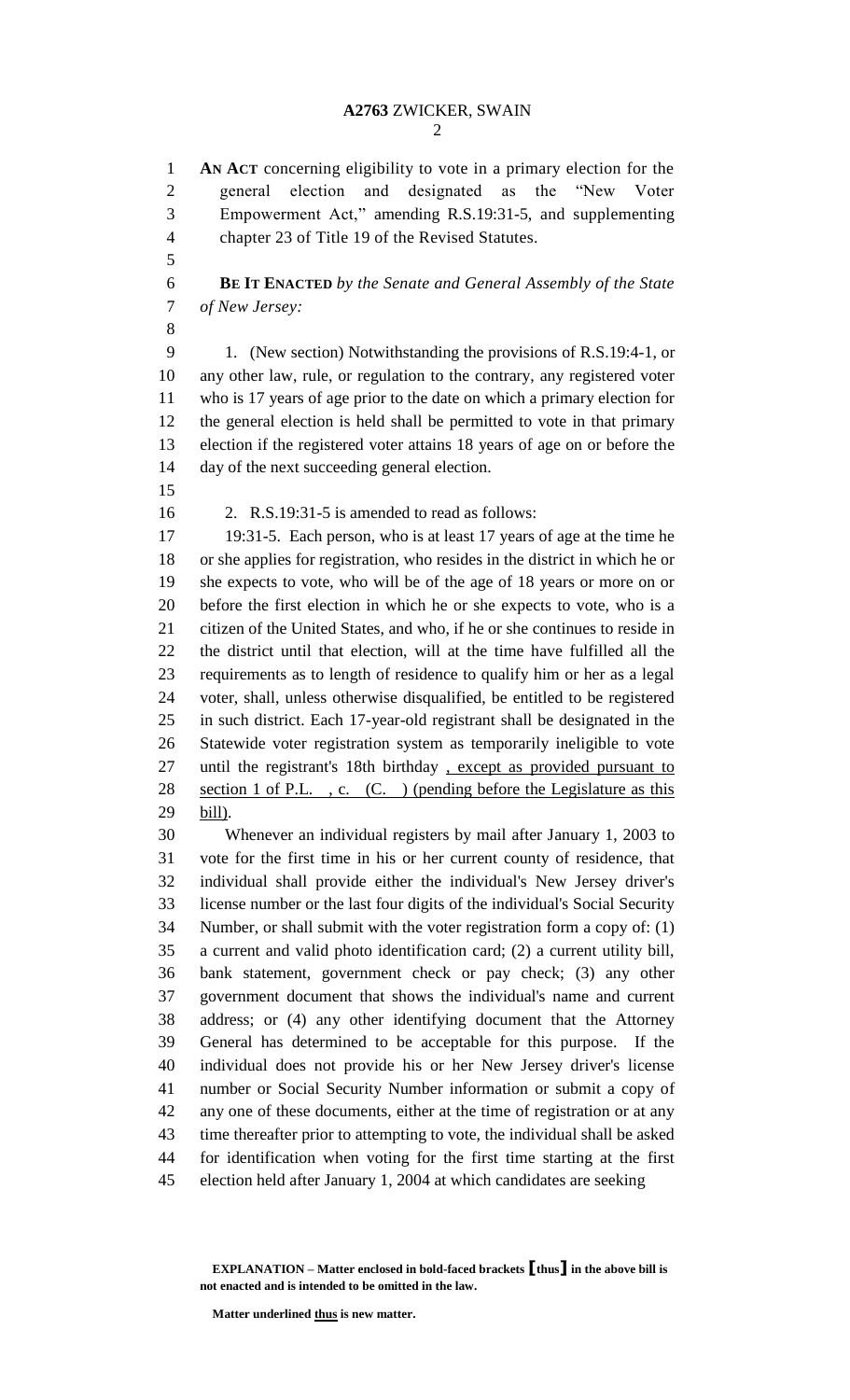**AN ACT** concerning eligibility to vote in a primary election for the general election and designated as the "New Voter Empowerment Act," amending R.S.19:31-5, and supplementing chapter 23 of Title 19 of the Revised Statutes.

**BE IT ENACTED** *by the Senate and General Assembly of the State of New Jersey:*

1. (New section) Notwithstanding the provisions of R.S.19:4-1, or any other law, rule, or regulation to the contrary, any registered voter who is 17 years of age prior to the date on which a primary election for the general election is held shall be permitted to vote in that primary election if the registered voter attains 18 years of age on or before the day of the next succeeding general election.

2. R.S.19:31-5 is amended to read as follows:

19:31-5. Each person, who is at least 17 years of age at the time he or she applies for registration, who resides in the district in which he or she expects to vote, who will be of the age of 18 years or more on or before the first election in which he or she expects to vote, who is a citizen of the United States, and who, if he or she continues to reside in the district until that election, will at the time have fulfilled all the requirements as to length of residence to qualify him or her as a legal voter, shall, unless otherwise disqualified, be entitled to be registered in such district. Each 17-year-old registrant shall be designated in the Statewide voter registration system as temporarily ineligible to vote until the registrant's 18th birthday <u>, except as provided pursuant to section 1 of P.L. , c. (C. ) (pending before the Legislature as this bill)</u>.

Whenever an individual registers by mail after January 1, 2003 to vote for the first time in his or her current county of residence, that individual shall provide either the individual's New Jersey driver's license number or the last four digits of the individual's Social Security Number, or shall submit with the voter registration form a copy of: (1) a current and valid photo identification card; (2) a current utility bill, bank statement, government check or pay check; (3) any other government document that shows the individual's name and current address; or (4) any other identifying document that the Attorney General has determined to be acceptable for this purpose. If the individual does not provide his or her New Jersey driver's license number or Social Security Number information or submit a copy of any one of these documents, either at the time of registration or at any time thereafter prior to attempting to vote, the individual shall be asked for identification when voting for the first time starting at the first election held after January 1, 2004 at which candidates are seeking

**EXPLANATION – Matter enclosed in bold-faced brackets [thus] in the above bill is not enacted and is intended to be omitted in the law.**

**Matter underlined <u>thus</u> is new matter.**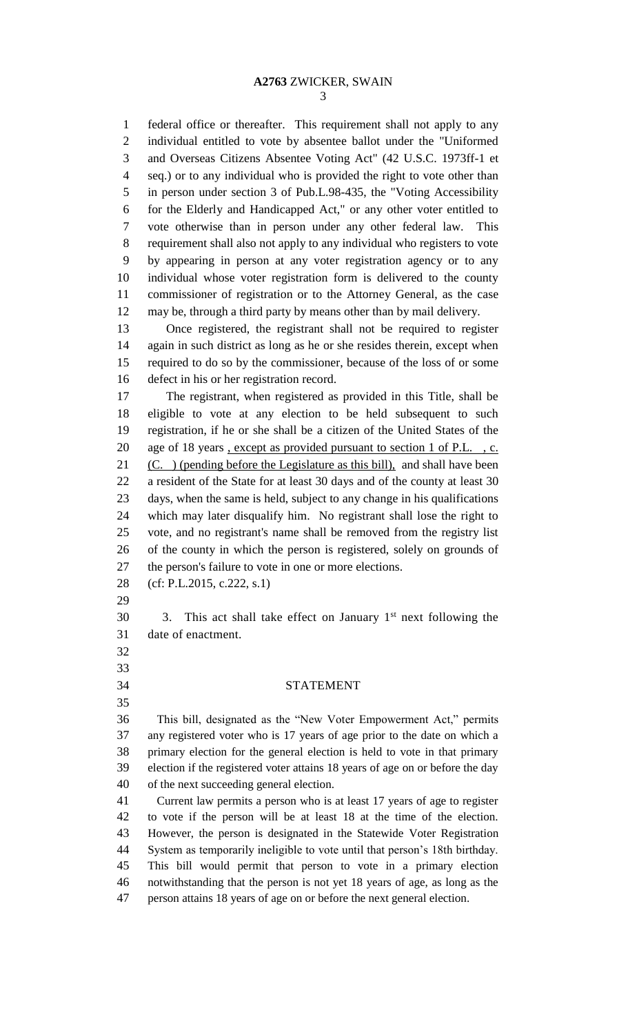federal office or thereafter. This requirement shall not apply to any individual entitled to vote by absentee ballot under the "Uniformed and Overseas Citizens Absentee Voting Act" (42 U.S.C. 1973ff-1 et seq.) or to any individual who is provided the right to vote other than in person under section 3 of Pub.L.98-435, the "Voting Accessibility for the Elderly and Handicapped Act," or any other voter entitled to vote otherwise than in person under any other federal law. This requirement shall also not apply to any individual who registers to vote by appearing in person at any voter registration agency or to any individual whose voter registration form is delivered to the county commissioner of registration or to the Attorney General, as the case may be, through a third party by means other than by mail delivery.

Once registered, the registrant shall not be required to register again in such district as long as he or she resides therein, except when required to do so by the commissioner, because of the loss of or some defect in his or her registration record.

The registrant, when registered as provided in this Title, shall be eligible to vote at any election to be held subsequent to such registration, if he or she shall be a citizen of the United States of the age of 18 years , except as provided pursuant to section 1 of P.L. , c. (C. ) (pending before the Legislature as this bill), and shall have been a resident of the State for at least 30 days and of the county at least 30 days, when the same is held, subject to any change in his qualifications which may later disqualify him. No registrant shall lose the right to vote, and no registrant's name shall be removed from the registry list of the county in which the person is registered, solely on grounds of the person's failure to vote in one or more elections.

(cf: P.L.2015, c.222, s.1)

3. This act shall take effect on January 1st next following the date of enactment.

## STATEMENT

This bill, designated as the "New Voter Empowerment Act," permits any registered voter who is 17 years of age prior to the date on which a primary election for the general election is held to vote in that primary election if the registered voter attains 18 years of age on or before the day of the next succeeding general election.

Current law permits a person who is at least 17 years of age to register to vote if the person will be at least 18 at the time of the election. However, the person is designated in the Statewide Voter Registration System as temporarily ineligible to vote until that person's 18th birthday. This bill would permit that person to vote in a primary election notwithstanding that the person is not yet 18 years of age, as long as the person attains 18 years of age on or before the next general election.